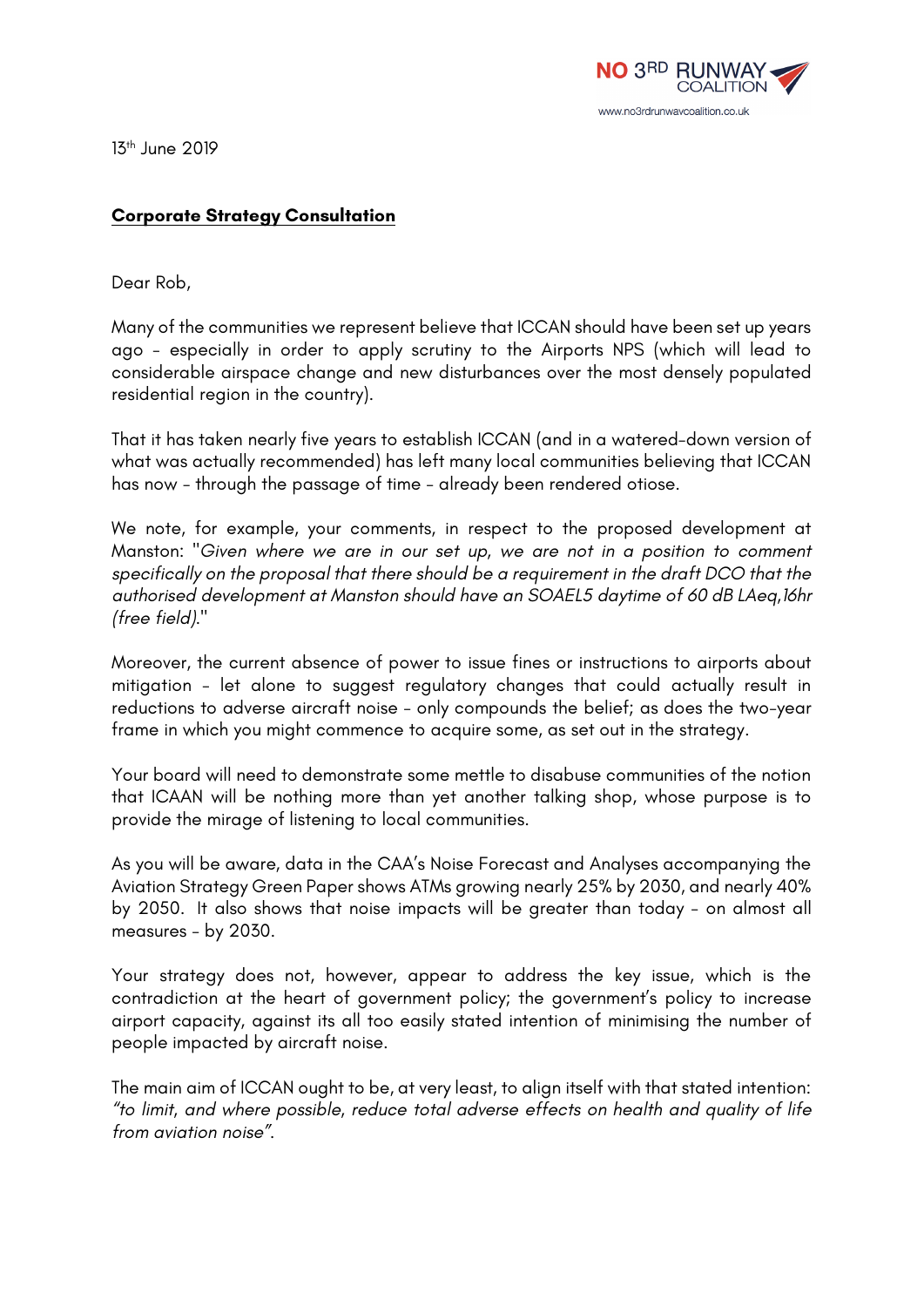NO 3RD RUNWAY COALITION
www.no3rdrunwaycoalition.co.uk

13th June 2019

**Corporate Strategy Consultation**

Dear Rob,

Many of the communities we represent believe that ICCAN should have been set up years ago – especially in order to apply scrutiny to the Airports NPS (which will lead to considerable airspace change and new disturbances over the most densely populated residential region in the country).

That it has taken nearly five years to establish ICCAN (and in a watered-down version of what was actually recommended) has left many local communities believing that ICCAN has now – through the passage of time – already been rendered otiose.

We note, for example, your comments, in respect to the proposed development at Manston: "*Given where we are in our set up, we are not in a position to comment specifically on the proposal that there should be a requirement in the draft DCO that the authorised development at Manston should have an SOAEL5 daytime of 60 dB LAeq,16hr (free field).*"

Moreover, the current absence of power to issue fines or instructions to airports about mitigation – let alone to suggest regulatory changes that could actually result in reductions to adverse aircraft noise – only compounds the belief; as does the two-year frame in which you might commence to acquire some, as set out in the strategy.

Your board will need to demonstrate some mettle to disabuse communities of the notion that ICAAN will be nothing more than yet another talking shop, whose purpose is to provide the mirage of listening to local communities.

As you will be aware, data in the CAA's Noise Forecast and Analyses accompanying the Aviation Strategy Green Paper shows ATMs growing nearly 25% by 2030, and nearly 40% by 2050. It also shows that noise impacts will be greater than today – on almost all measures – by 2030.

Your strategy does not, however, appear to address the key issue, which is the contradiction at the heart of government policy; the government's policy to increase airport capacity, against its all too easily stated intention of minimising the number of people impacted by aircraft noise.

The main aim of ICCAN ought to be, at very least, to align itself with that stated intention: *"to limit, and where possible, reduce total adverse effects on health and quality of life from aviation noise"*.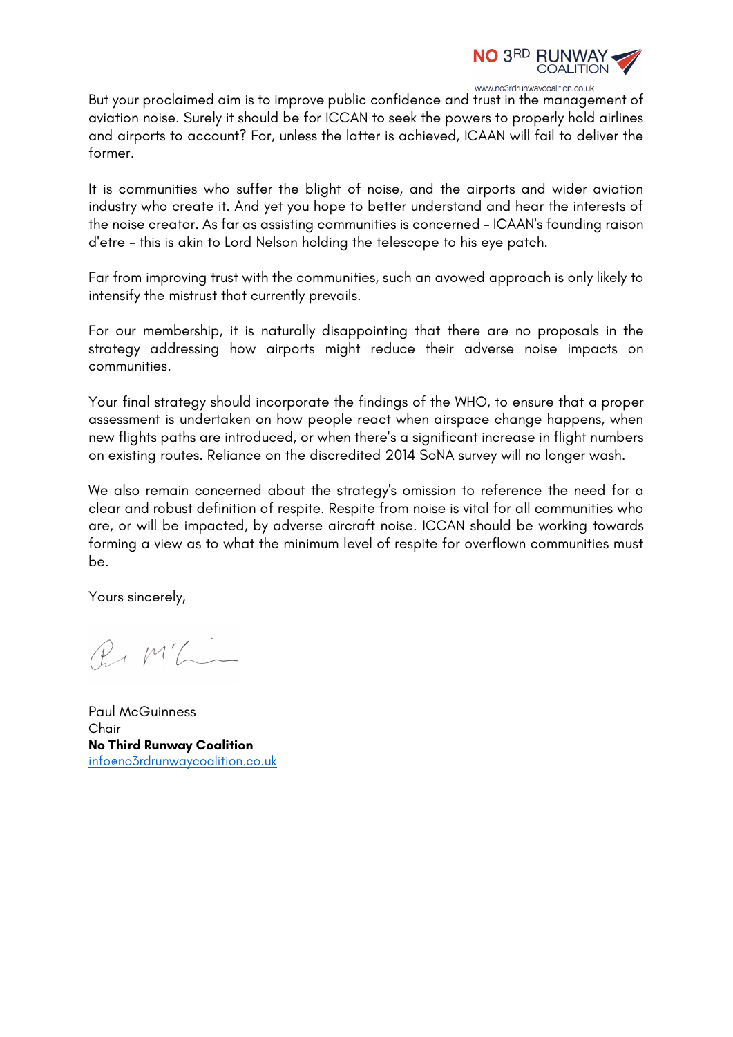But your proclaimed aim is to improve public confidence and trust in the management of aviation noise. Surely it should be for ICCAN to seek the powers to properly hold airlines and airports to account? For, unless the latter is achieved, ICAAN will fail to deliver the former.

It is communities who suffer the blight of noise, and the airports and wider aviation industry who create it. And yet you hope to better understand and hear the interests of the noise creator. As far as assisting communities is concerned – ICAAN's founding raison d'etre – this is akin to Lord Nelson holding the telescope to his eye patch.

Far from improving trust with the communities, such an avowed approach is only likely to intensify the mistrust that currently prevails.

For our membership, it is naturally disappointing that there are no proposals in the strategy addressing how airports might reduce their adverse noise impacts on communities.

Your final strategy should incorporate the findings of the WHO, to ensure that a proper assessment is undertaken on how people react when airspace change happens, when new flights paths are introduced, or when there's a significant increase in flight numbers on existing routes. Reliance on the discredited 2014 SoNA survey will no longer wash.

We also remain concerned about the strategy's omission to reference the need for a clear and robust definition of respite. Respite from noise is vital for all communities who are, or will be impacted, by adverse aircraft noise. ICCAN should be working towards forming a view as to what the minimum level of respite for overflown communities must be.

Yours sincerely,

Paul McGuinness
Chair
**No Third Runway Coalition**
info@no3rdrunwaycoalition.co.uk